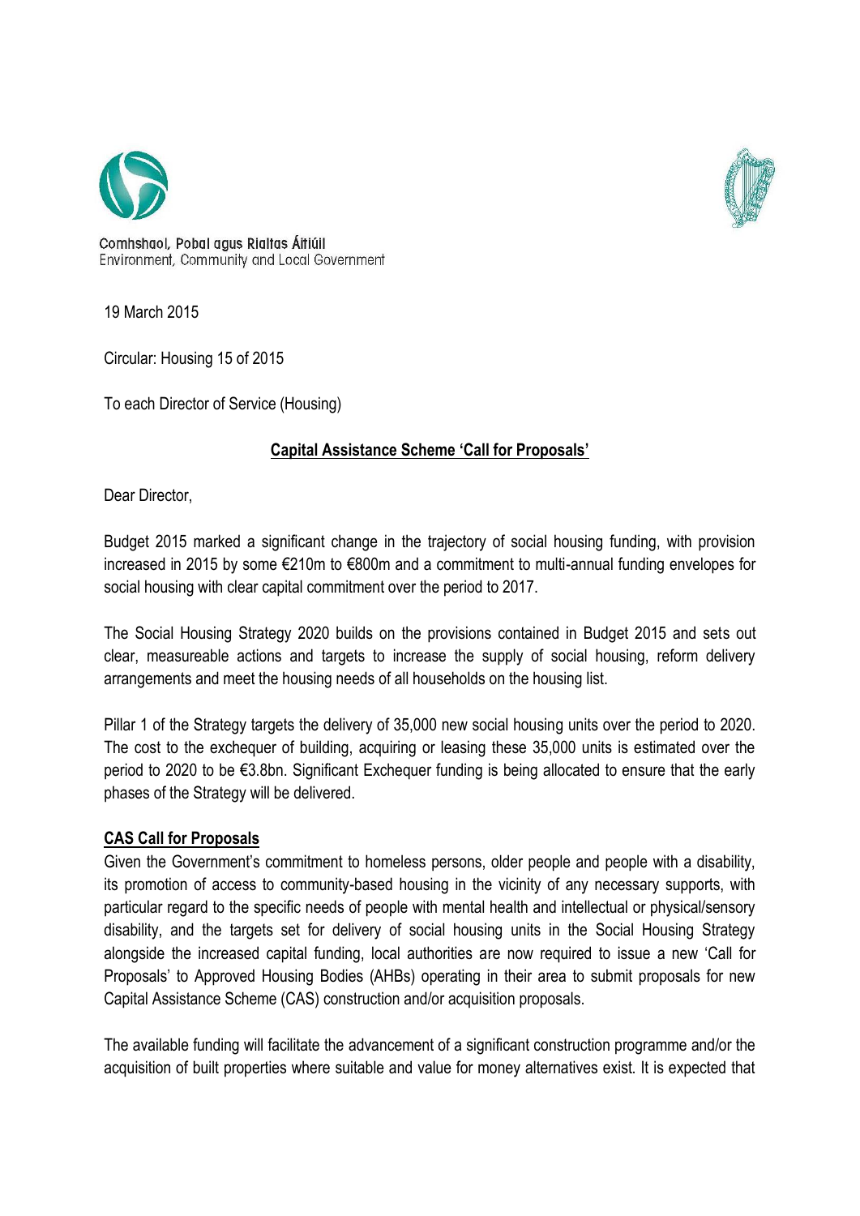Comhshaol, Pobal agus Rialtas Áitiúil
Environment, Community and Local Government

19 March 2015

Circular: Housing 15 of 2015

To each Director of Service (Housing)

**Capital Assistance Scheme 'Call for Proposals'**

Dear Director,

Budget 2015 marked a significant change in the trajectory of social housing funding, with provision increased in 2015 by some €210m to €800m and a commitment to multi-annual funding envelopes for social housing with clear capital commitment over the period to 2017.

The Social Housing Strategy 2020 builds on the provisions contained in Budget 2015 and sets out clear, measureable actions and targets to increase the supply of social housing, reform delivery arrangements and meet the housing needs of all households on the housing list.

Pillar 1 of the Strategy targets the delivery of 35,000 new social housing units over the period to 2020. The cost to the exchequer of building, acquiring or leasing these 35,000 units is estimated over the period to 2020 to be €3.8bn. Significant Exchequer funding is being allocated to ensure that the early phases of the Strategy will be delivered.

**CAS Call for Proposals**

Given the Government's commitment to homeless persons, older people and people with a disability, its promotion of access to community-based housing in the vicinity of any necessary supports, with particular regard to the specific needs of people with mental health and intellectual or physical/sensory disability, and the targets set for delivery of social housing units in the Social Housing Strategy alongside the increased capital funding, local authorities are now required to issue a new 'Call for Proposals' to Approved Housing Bodies (AHBs) operating in their area to submit proposals for new Capital Assistance Scheme (CAS) construction and/or acquisition proposals.

The available funding will facilitate the advancement of a significant construction programme and/or the acquisition of built properties where suitable and value for money alternatives exist. It is expected that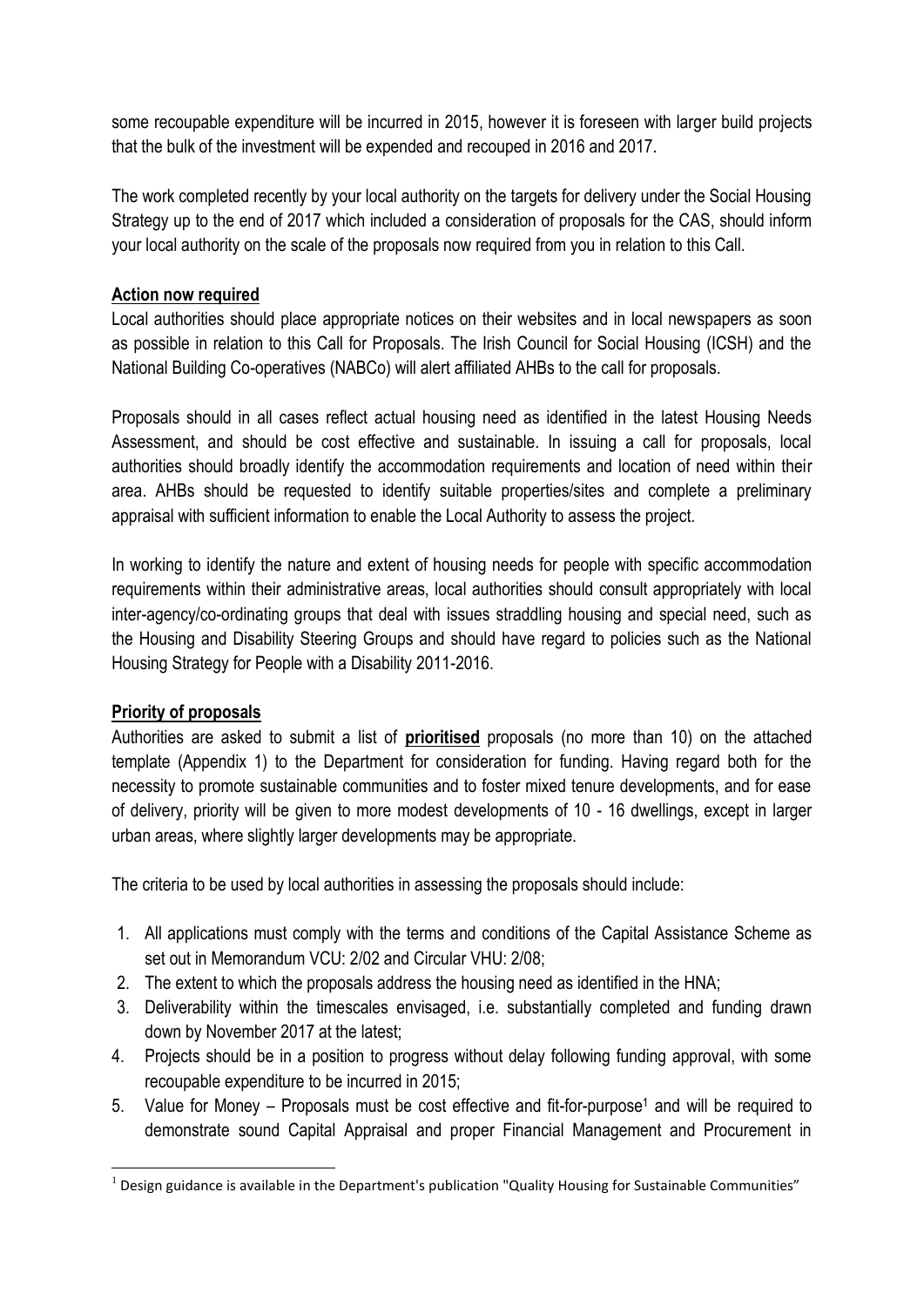some recoupable expenditure will be incurred in 2015, however it is foreseen with larger build projects that the bulk of the investment will be expended and recouped in 2016 and 2017.

The work completed recently by your local authority on the targets for delivery under the Social Housing Strategy up to the end of 2017 which included a consideration of proposals for the CAS, should inform your local authority on the scale of the proposals now required from you in relation to this Call.

**Action now required**

Local authorities should place appropriate notices on their websites and in local newspapers as soon as possible in relation to this Call for Proposals. The Irish Council for Social Housing (ICSH) and the National Building Co-operatives (NABCo) will alert affiliated AHBs to the call for proposals.

Proposals should in all cases reflect actual housing need as identified in the latest Housing Needs Assessment, and should be cost effective and sustainable. In issuing a call for proposals, local authorities should broadly identify the accommodation requirements and location of need within their area. AHBs should be requested to identify suitable properties/sites and complete a preliminary appraisal with sufficient information to enable the Local Authority to assess the project.

In working to identify the nature and extent of housing needs for people with specific accommodation requirements within their administrative areas, local authorities should consult appropriately with local inter-agency/co-ordinating groups that deal with issues straddling housing and special need, such as the Housing and Disability Steering Groups and should have regard to policies such as the National Housing Strategy for People with a Disability 2011-2016.

**Priority of proposals**

Authorities are asked to submit a list of **prioritised** proposals (no more than 10) on the attached template (Appendix 1) to the Department for consideration for funding. Having regard both for the necessity to promote sustainable communities and to foster mixed tenure developments, and for ease of delivery, priority will be given to more modest developments of 10 - 16 dwellings, except in larger urban areas, where slightly larger developments may be appropriate.

The criteria to be used by local authorities in assessing the proposals should include:

1. All applications must comply with the terms and conditions of the Capital Assistance Scheme as set out in Memorandum VCU: 2/02 and Circular VHU: 2/08;
2. The extent to which the proposals address the housing need as identified in the HNA;
3. Deliverability within the timescales envisaged, i.e. substantially completed and funding drawn down by November 2017 at the latest;
4. Projects should be in a position to progress without delay following funding approval, with some recoupable expenditure to be incurred in 2015;
5. Value for Money – Proposals must be cost effective and fit-for-purpose[1] and will be required to demonstrate sound Capital Appraisal and proper Financial Management and Procurement in

[1] Design guidance is available in the Department's publication "Quality Housing for Sustainable Communities"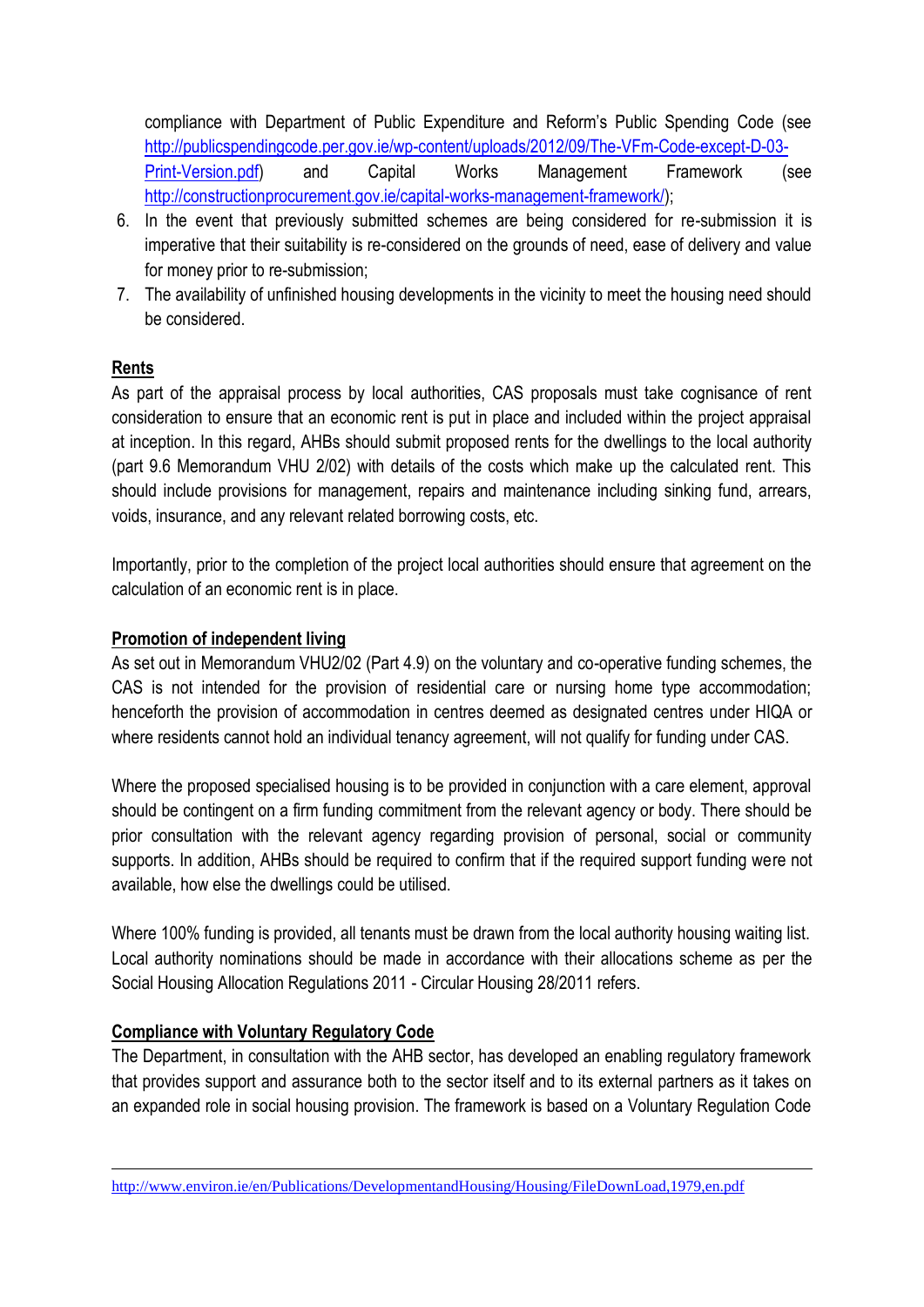compliance with Department of Public Expenditure and Reform's Public Spending Code (see http://publicspendingcode.per.gov.ie/wp-content/uploads/2012/09/The-VFm-Code-except-D-03-Print-Version.pdf) and Capital Works Management Framework (see http://constructionprocurement.gov.ie/capital-works-management-framework/);

6. In the event that previously submitted schemes are being considered for re-submission it is imperative that their suitability is re-considered on the grounds of need, ease of delivery and value for money prior to re-submission;
7. The availability of unfinished housing developments in the vicinity to meet the housing need should be considered.

## Rents

As part of the appraisal process by local authorities, CAS proposals must take cognisance of rent consideration to ensure that an economic rent is put in place and included within the project appraisal at inception. In this regard, AHBs should submit proposed rents for the dwellings to the local authority (part 9.6 Memorandum VHU 2/02) with details of the costs which make up the calculated rent. This should include provisions for management, repairs and maintenance including sinking fund, arrears, voids, insurance, and any relevant related borrowing costs, etc.

Importantly, prior to the completion of the project local authorities should ensure that agreement on the calculation of an economic rent is in place.

## Promotion of independent living

As set out in Memorandum VHU2/02 (Part 4.9) on the voluntary and co-operative funding schemes, the CAS is not intended for the provision of residential care or nursing home type accommodation; henceforth the provision of accommodation in centres deemed as designated centres under HIQA or where residents cannot hold an individual tenancy agreement, will not qualify for funding under CAS.

Where the proposed specialised housing is to be provided in conjunction with a care element, approval should be contingent on a firm funding commitment from the relevant agency or body. There should be prior consultation with the relevant agency regarding provision of personal, social or community supports. In addition, AHBs should be required to confirm that if the required support funding were not available, how else the dwellings could be utilised.

Where 100% funding is provided, all tenants must be drawn from the local authority housing waiting list. Local authority nominations should be made in accordance with their allocations scheme as per the Social Housing Allocation Regulations 2011 - Circular Housing 28/2011 refers.

## Compliance with Voluntary Regulatory Code

The Department, in consultation with the AHB sector, has developed an enabling regulatory framework that provides support and assurance both to the sector itself and to its external partners as it takes on an expanded role in social housing provision. The framework is based on a Voluntary Regulation Code

---

http://www.environ.ie/en/Publications/DevelopmentandHousing/Housing/FileDownLoad,1979,en.pdf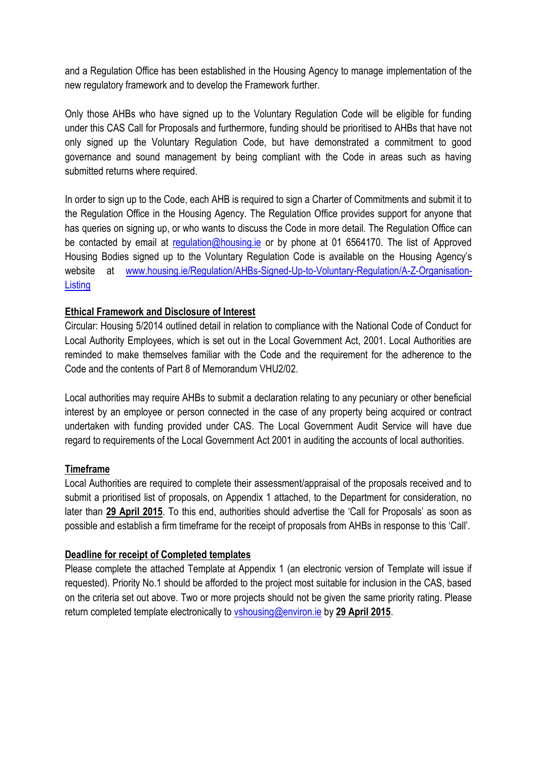and a Regulation Office has been established in the Housing Agency to manage implementation of the new regulatory framework and to develop the Framework further.

Only those AHBs who have signed up to the Voluntary Regulation Code will be eligible for funding under this CAS Call for Proposals and furthermore, funding should be prioritised to AHBs that have not only signed up the Voluntary Regulation Code, but have demonstrated a commitment to good governance and sound management by being compliant with the Code in areas such as having submitted returns where required.

In order to sign up to the Code, each AHB is required to sign a Charter of Commitments and submit it to the Regulation Office in the Housing Agency. The Regulation Office provides support for anyone that has queries on signing up, or who wants to discuss the Code in more detail. The Regulation Office can be contacted by email at [regulation@housing.ie](mailto:regulation@housing.ie) or by phone at 01 6564170. The list of Approved Housing Bodies signed up to the Voluntary Regulation Code is available on the Housing Agency's website at [www.housing.ie/Regulation/AHBs-Signed-Up-to-Voluntary-Regulation/A-Z-Organisation-Listing](www.housing.ie/Regulation/AHBs-Signed-Up-to-Voluntary-Regulation/A-Z-Organisation-Listing)

**Ethical Framework and Disclosure of Interest**

Circular: Housing 5/2014 outlined detail in relation to compliance with the National Code of Conduct for Local Authority Employees, which is set out in the Local Government Act, 2001. Local Authorities are reminded to make themselves familiar with the Code and the requirement for the adherence to the Code and the contents of Part 8 of Memorandum VHU2/02.

Local authorities may require AHBs to submit a declaration relating to any pecuniary or other beneficial interest by an employee or person connected in the case of any property being acquired or contract undertaken with funding provided under CAS. The Local Government Audit Service will have due regard to requirements of the Local Government Act 2001 in auditing the accounts of local authorities.

**Timeframe**

Local Authorities are required to complete their assessment/appraisal of the proposals received and to submit a prioritised list of proposals, on Appendix 1 attached, to the Department for consideration, no later than **29 April 2015**. To this end, authorities should advertise the 'Call for Proposals' as soon as possible and establish a firm timeframe for the receipt of proposals from AHBs in response to this 'Call'.

**Deadline for receipt of Completed templates**

Please complete the attached Template at Appendix 1 (an electronic version of Template will issue if requested). Priority No.1 should be afforded to the project most suitable for inclusion in the CAS, based on the criteria set out above. Two or more projects should not be given the same priority rating. Please return completed template electronically to [vshousing@environ.ie](mailto:vshousing@environ.ie) by **29 April 2015**.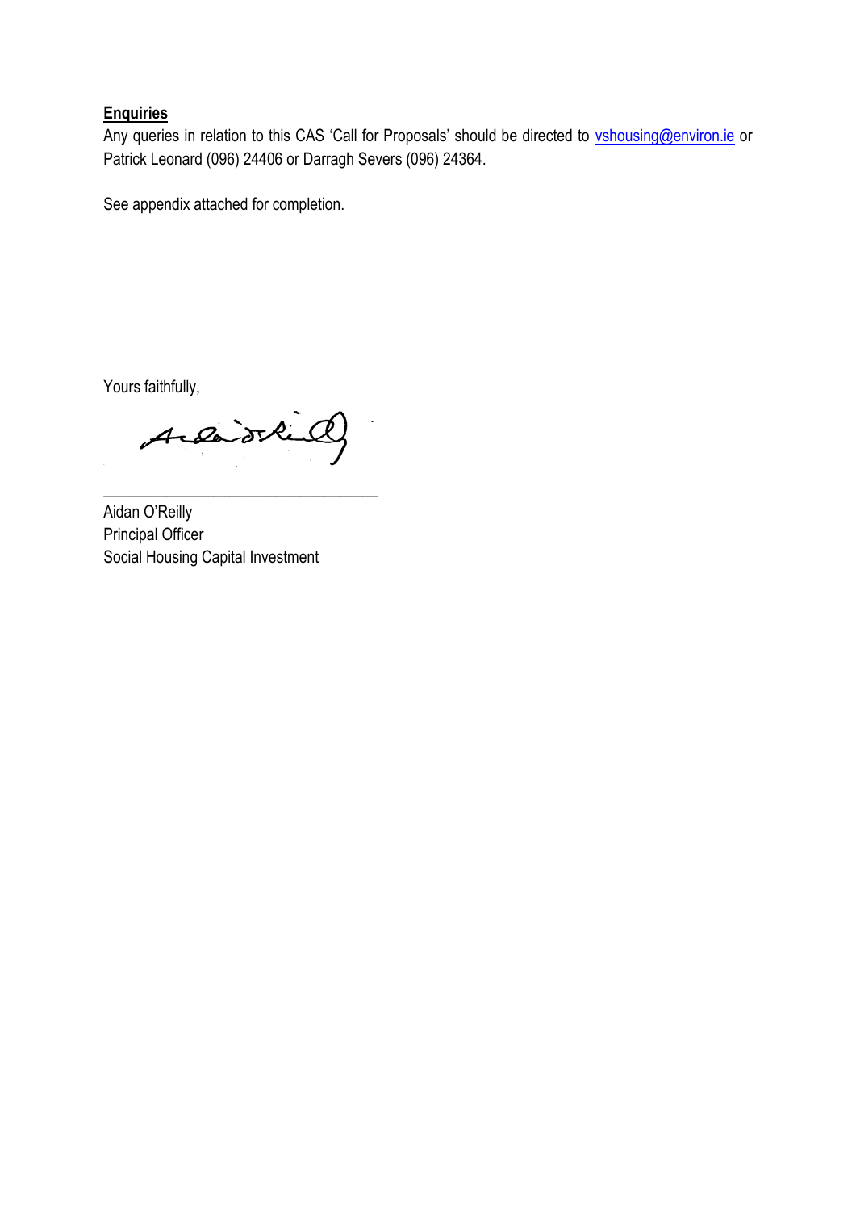**Enquiries**

Any queries in relation to this CAS 'Call for Proposals' should be directed to vshousing@environ.ie or Patrick Leonard (096) 24406 or Darragh Severs (096) 24364.

See appendix attached for completion.

Yours faithfully,

\_\_\_\_\_\_\_\_\_\_\_\_\_\_\_\_\_\_\_\_\_\_\_\_\_\_\_\_\_\_\_\_\_\_\_\_

Aidan O'Reilly
Principal Officer
Social Housing Capital Investment